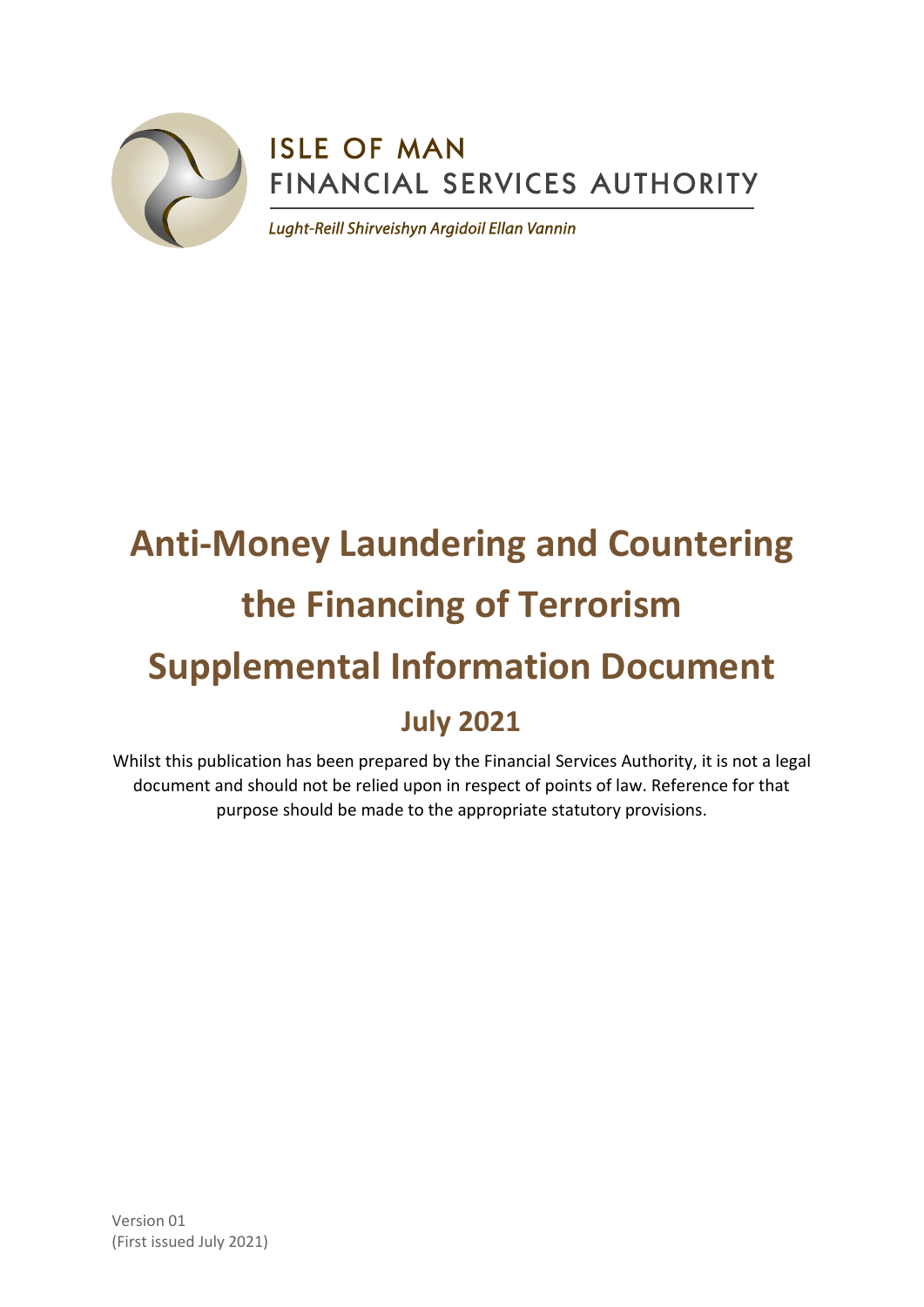ISLE OF MAN
FINANCIAL SERVICES AUTHORITY

*Lught-Reill Shirveishyn Argidoil Ellan Vannin*

# Anti-Money Laundering and Countering the Financing of Terrorism Supplemental Information Document

## July 2021

Whilst this publication has been prepared by the Financial Services Authority, it is not a legal document and should not be relied upon in respect of points of law. Reference for that purpose should be made to the appropriate statutory provisions.

Version 01
(First issued July 2021)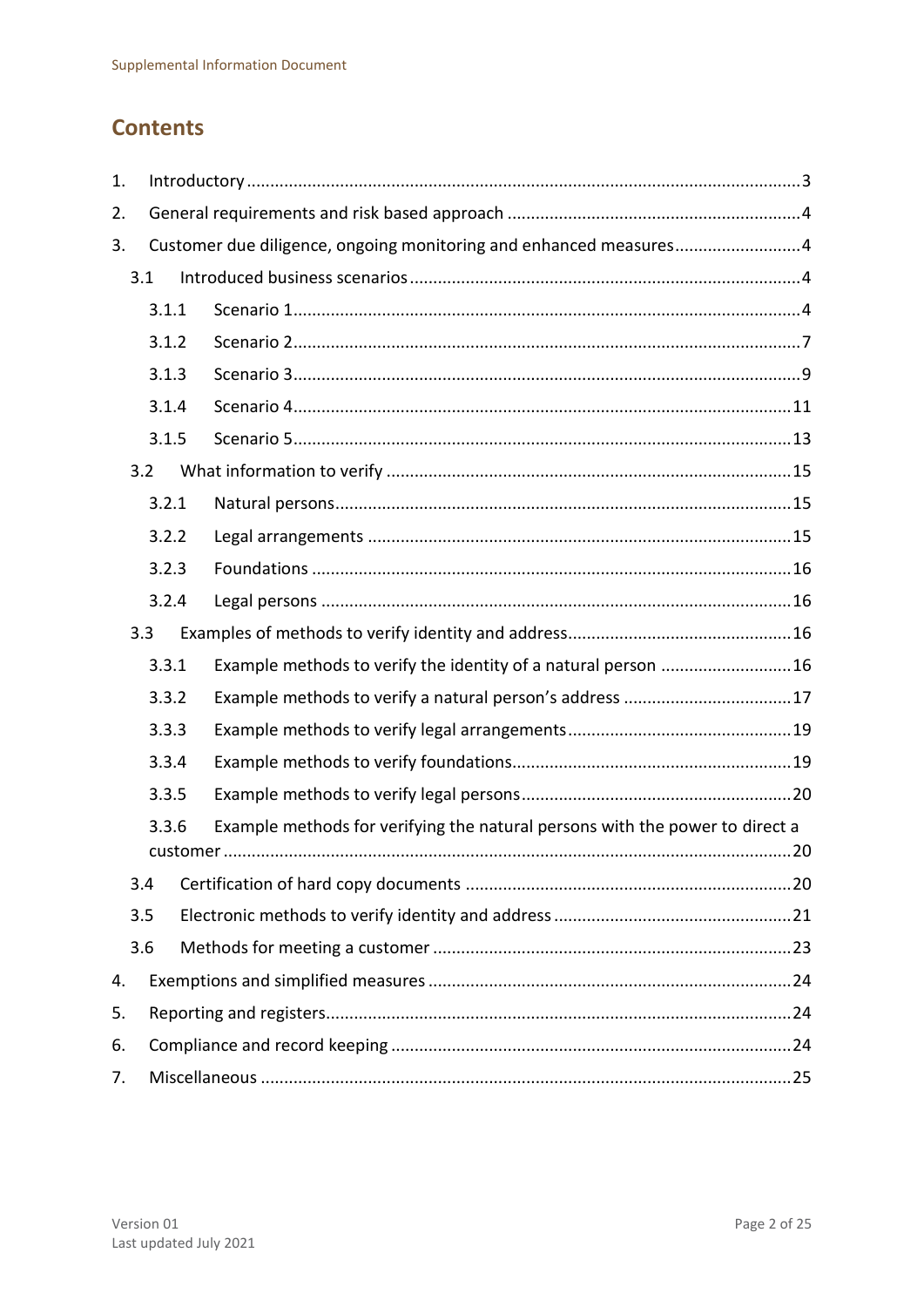# Contents

1. Introductory ..... 3
2. General requirements and risk based approach ..... 4
3. Customer due diligence, ongoing monitoring and enhanced measures ..... 4
   - 3.1 Introduced business scenarios ..... 4
     - 3.1.1 Scenario 1 ..... 4
     - 3.1.2 Scenario 2 ..... 7
     - 3.1.3 Scenario 3 ..... 9
     - 3.1.4 Scenario 4 ..... 11
     - 3.1.5 Scenario 5 ..... 13
   - 3.2 What information to verify ..... 15
     - 3.2.1 Natural persons ..... 15
     - 3.2.2 Legal arrangements ..... 15
     - 3.2.3 Foundations ..... 16
     - 3.2.4 Legal persons ..... 16
   - 3.3 Examples of methods to verify identity and address ..... 16
     - 3.3.1 Example methods to verify the identity of a natural person ..... 16
     - 3.3.2 Example methods to verify a natural person's address ..... 17
     - 3.3.3 Example methods to verify legal arrangements ..... 19
     - 3.3.4 Example methods to verify foundations ..... 19
     - 3.3.5 Example methods to verify legal persons ..... 20
     - 3.3.6 Example methods for verifying the natural persons with the power to direct a customer ..... 20
   - 3.4 Certification of hard copy documents ..... 20
   - 3.5 Electronic methods to verify identity and address ..... 21
   - 3.6 Methods for meeting a customer ..... 23
4. Exemptions and simplified measures ..... 24
5. Reporting and registers ..... 24
6. Compliance and record keeping ..... 24
7. Miscellaneous ..... 25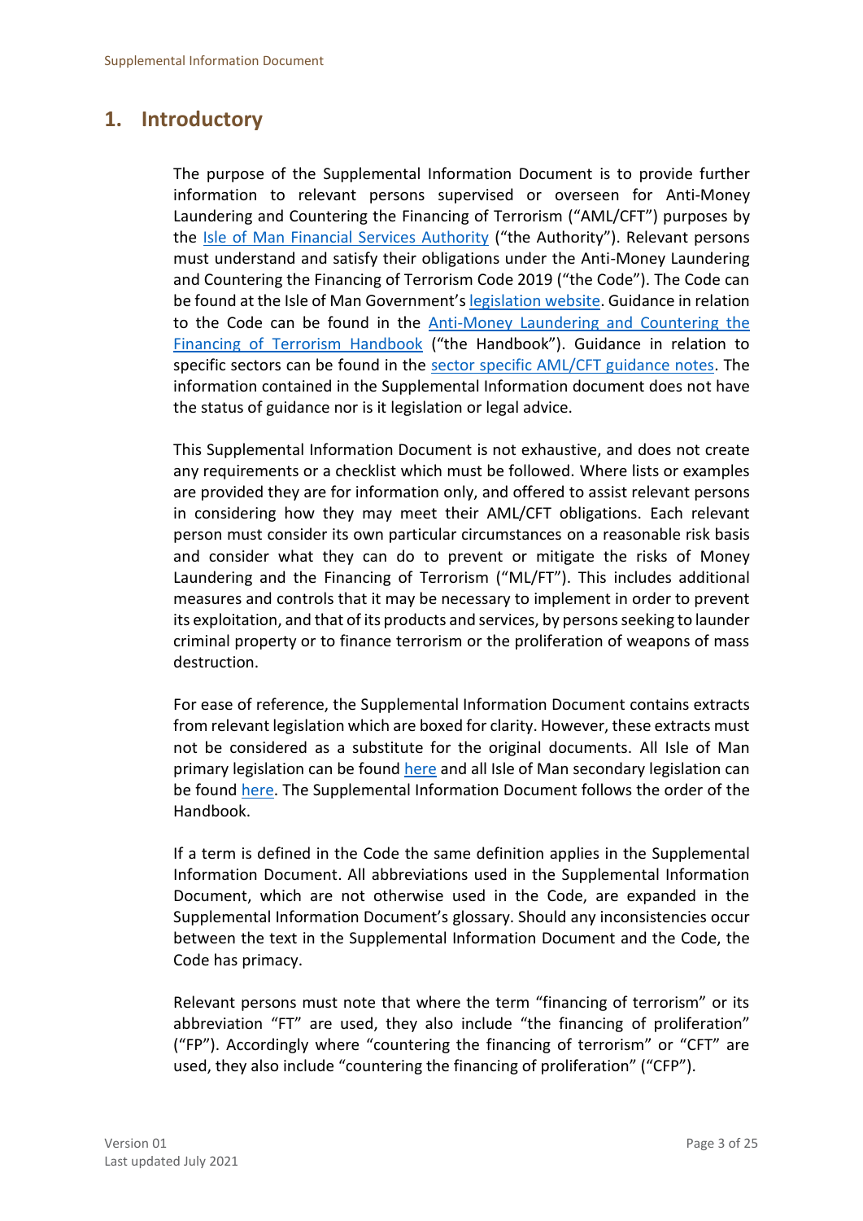## 1. Introductory

The purpose of the Supplemental Information Document is to provide further information to relevant persons supervised or overseen for Anti-Money Laundering and Countering the Financing of Terrorism ("AML/CFT") purposes by the Isle of Man Financial Services Authority ("the Authority"). Relevant persons must understand and satisfy their obligations under the Anti-Money Laundering and Countering the Financing of Terrorism Code 2019 ("the Code"). The Code can be found at the Isle of Man Government's legislation website. Guidance in relation to the Code can be found in the Anti-Money Laundering and Countering the Financing of Terrorism Handbook ("the Handbook"). Guidance in relation to specific sectors can be found in the sector specific AML/CFT guidance notes. The information contained in the Supplemental Information document does not have the status of guidance nor is it legislation or legal advice.

This Supplemental Information Document is not exhaustive, and does not create any requirements or a checklist which must be followed. Where lists or examples are provided they are for information only, and offered to assist relevant persons in considering how they may meet their AML/CFT obligations. Each relevant person must consider its own particular circumstances on a reasonable risk basis and consider what they can do to prevent or mitigate the risks of Money Laundering and the Financing of Terrorism ("ML/FT"). This includes additional measures and controls that it may be necessary to implement in order to prevent its exploitation, and that of its products and services, by persons seeking to launder criminal property or to finance terrorism or the proliferation of weapons of mass destruction.

For ease of reference, the Supplemental Information Document contains extracts from relevant legislation which are boxed for clarity. However, these extracts must not be considered as a substitute for the original documents. All Isle of Man primary legislation can be found here and all Isle of Man secondary legislation can be found here. The Supplemental Information Document follows the order of the Handbook.

If a term is defined in the Code the same definition applies in the Supplemental Information Document. All abbreviations used in the Supplemental Information Document, which are not otherwise used in the Code, are expanded in the Supplemental Information Document's glossary. Should any inconsistencies occur between the text in the Supplemental Information Document and the Code, the Code has primacy.

Relevant persons must note that where the term "financing of terrorism" or its abbreviation "FT" are used, they also include "the financing of proliferation" ("FP"). Accordingly where "countering the financing of terrorism" or "CFT" are used, they also include "countering the financing of proliferation" ("CFP").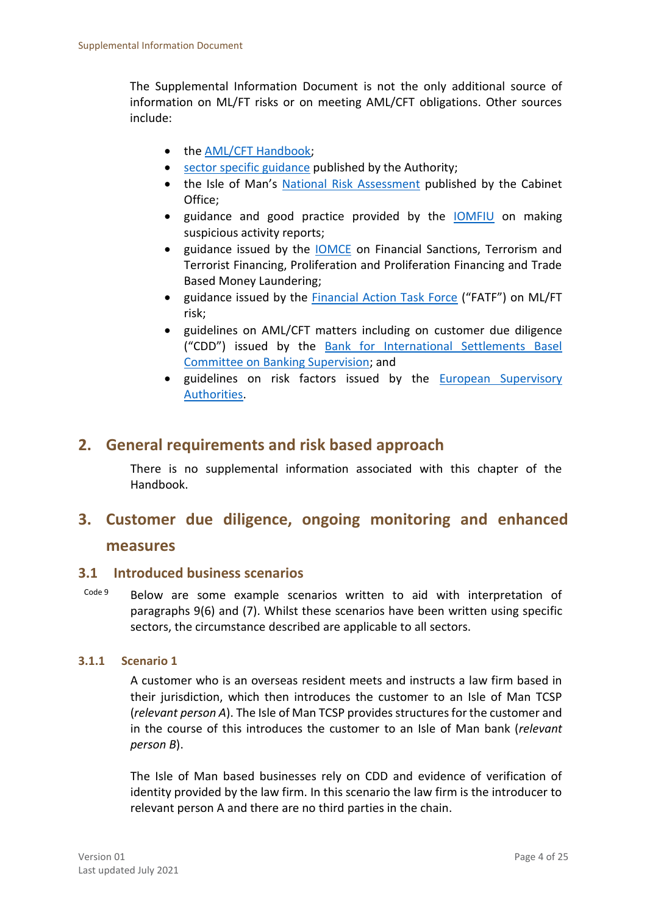The Supplemental Information Document is not the only additional source of information on ML/FT risks or on meeting AML/CFT obligations. Other sources include:

- the AML/CFT Handbook;
- sector specific guidance published by the Authority;
- the Isle of Man's National Risk Assessment published by the Cabinet Office;
- guidance and good practice provided by the IOMFIU on making suspicious activity reports;
- guidance issued by the IOMCE on Financial Sanctions, Terrorism and Terrorist Financing, Proliferation and Proliferation Financing and Trade Based Money Laundering;
- guidance issued by the Financial Action Task Force ("FATF") on ML/FT risk;
- guidelines on AML/CFT matters including on customer due diligence ("CDD") issued by the Bank for International Settlements Basel Committee on Banking Supervision; and
- guidelines on risk factors issued by the European Supervisory Authorities.

## 2. General requirements and risk based approach

There is no supplemental information associated with this chapter of the Handbook.

## 3. Customer due diligence, ongoing monitoring and enhanced measures

### 3.1 Introduced business scenarios

Code 9

Below are some example scenarios written to aid with interpretation of paragraphs 9(6) and (7). Whilst these scenarios have been written using specific sectors, the circumstance described are applicable to all sectors.

#### 3.1.1 Scenario 1

A customer who is an overseas resident meets and instructs a law firm based in their jurisdiction, which then introduces the customer to an Isle of Man TCSP (*relevant person A*). The Isle of Man TCSP provides structures for the customer and in the course of this introduces the customer to an Isle of Man bank (*relevant person B*).

The Isle of Man based businesses rely on CDD and evidence of verification of identity provided by the law firm. In this scenario the law firm is the introducer to relevant person A and there are no third parties in the chain.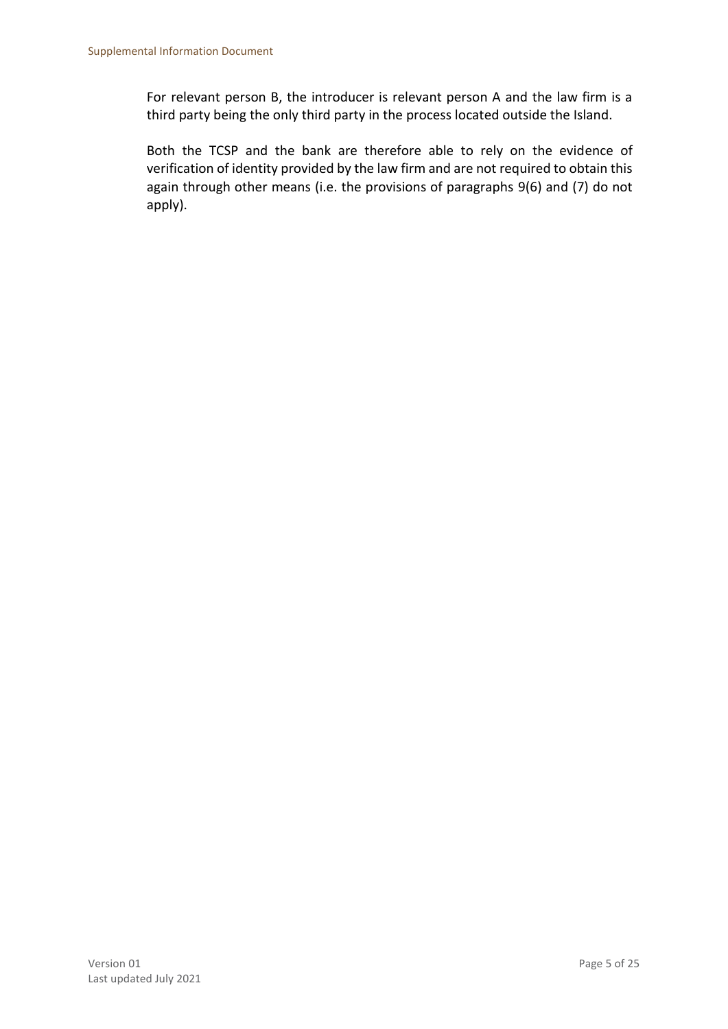For relevant person B, the introducer is relevant person A and the law firm is a third party being the only third party in the process located outside the Island.

Both the TCSP and the bank are therefore able to rely on the evidence of verification of identity provided by the law firm and are not required to obtain this again through other means (i.e. the provisions of paragraphs 9(6) and (7) do not apply).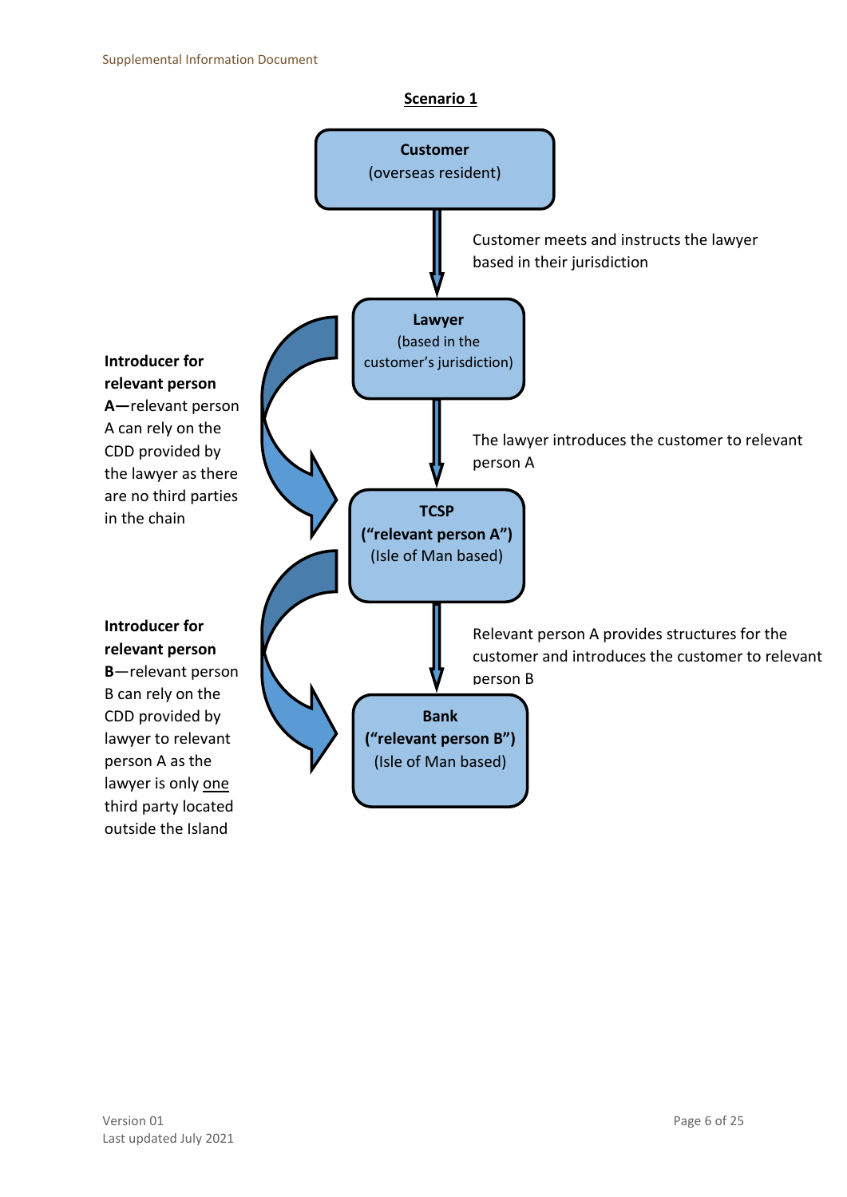## Scenario 1

**Customer**
(overseas resident)

Customer meets and instructs the lawyer based in their jurisdiction

**Lawyer**
(based in the customer's jurisdiction)

The lawyer introduces the customer to relevant person A

**Introducer for relevant person A**—relevant person A can rely on the CDD provided by the lawyer as there are no third parties in the chain

**TCSP**
**("relevant person A")**
(Isle of Man based)

Relevant person A provides structures for the customer and introduces the customer to relevant person B

**Introducer for relevant person B**—relevant person B can rely on the CDD provided by lawyer to relevant person A as the lawyer is only one third party located outside the Island

**Bank**
**("relevant person B")**
(Isle of Man based)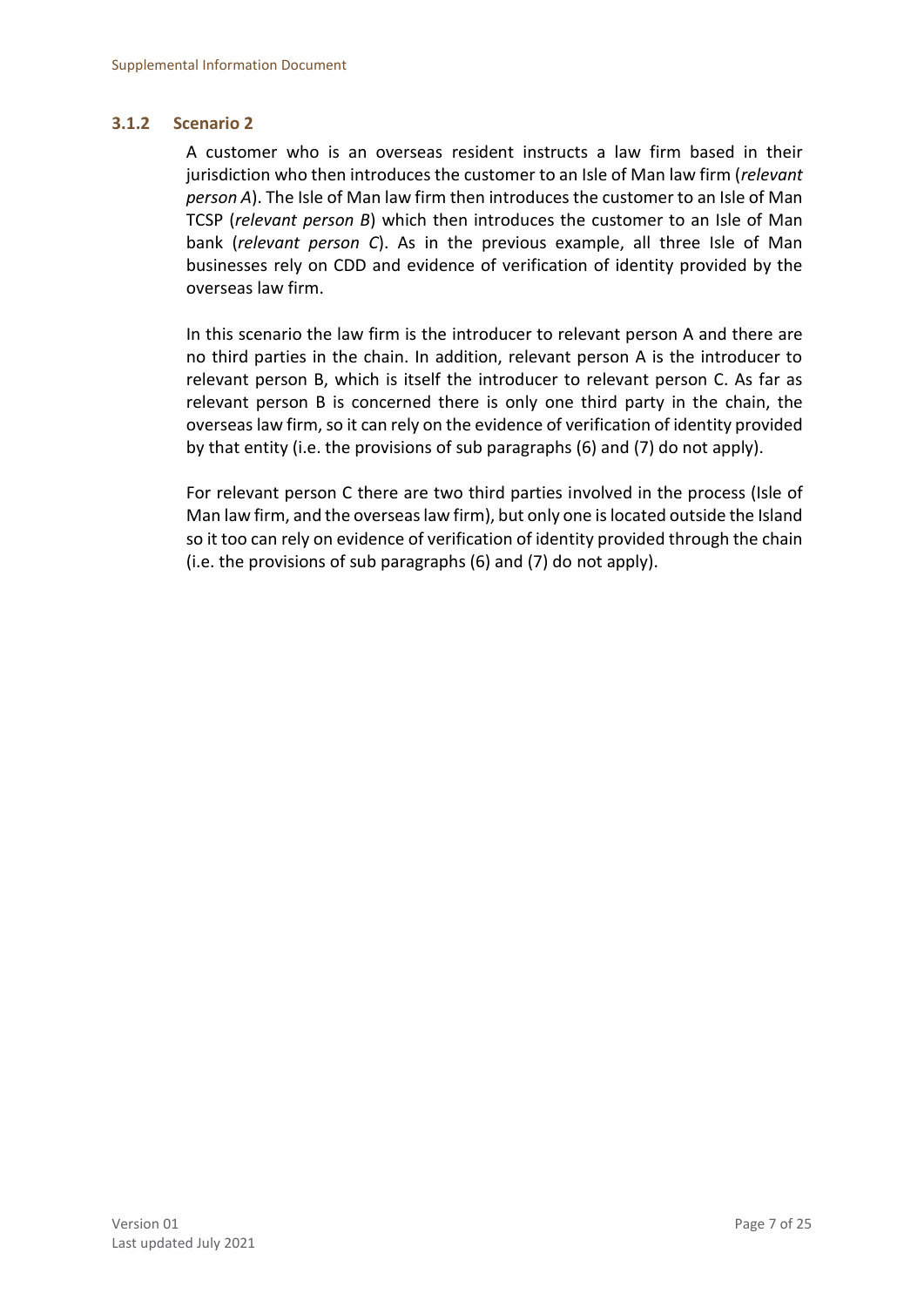### 3.1.2 Scenario 2

A customer who is an overseas resident instructs a law firm based in their jurisdiction who then introduces the customer to an Isle of Man law firm (*relevant person A*). The Isle of Man law firm then introduces the customer to an Isle of Man TCSP (*relevant person B*) which then introduces the customer to an Isle of Man bank (*relevant person C*). As in the previous example, all three Isle of Man businesses rely on CDD and evidence of verification of identity provided by the overseas law firm.

In this scenario the law firm is the introducer to relevant person A and there are no third parties in the chain. In addition, relevant person A is the introducer to relevant person B, which is itself the introducer to relevant person C. As far as relevant person B is concerned there is only one third party in the chain, the overseas law firm, so it can rely on the evidence of verification of identity provided by that entity (i.e. the provisions of sub paragraphs (6) and (7) do not apply).

For relevant person C there are two third parties involved in the process (Isle of Man law firm, and the overseas law firm), but only one is located outside the Island so it too can rely on evidence of verification of identity provided through the chain (i.e. the provisions of sub paragraphs (6) and (7) do not apply).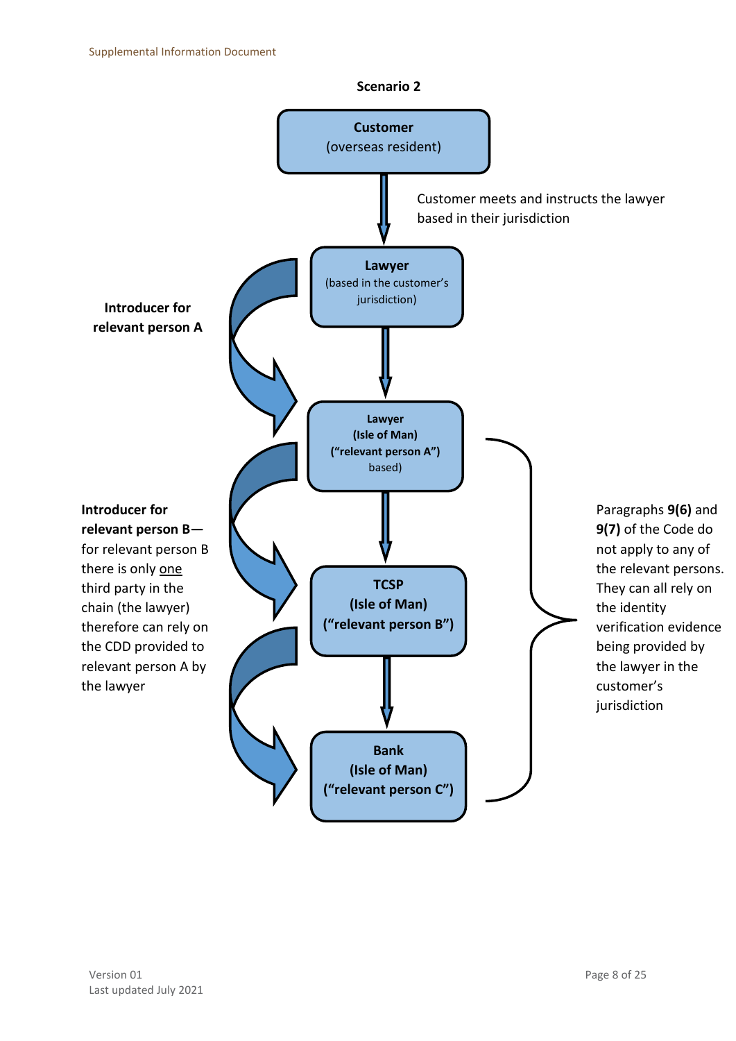**Scenario 2**

**Customer**
(overseas resident)

Customer meets and instructs the lawyer based in their jurisdiction

**Lawyer**
(based in the customer's jurisdiction)

**Introducer for relevant person A**

**Lawyer**
**(Isle of Man)**
**("relevant person A")**
based)

**Introducer for relevant person B—** for relevant person B there is only one third party in the chain (the lawyer) therefore can rely on the CDD provided to relevant person A by the lawyer

**TCSP**
**(Isle of Man)**
**("relevant person B")**

**Bank**
**(Isle of Man)**
**("relevant person C")**

Paragraphs **9(6)** and **9(7)** of the Code do not apply to any of the relevant persons. They can all rely on the identity verification evidence being provided by the lawyer in the customer's jurisdiction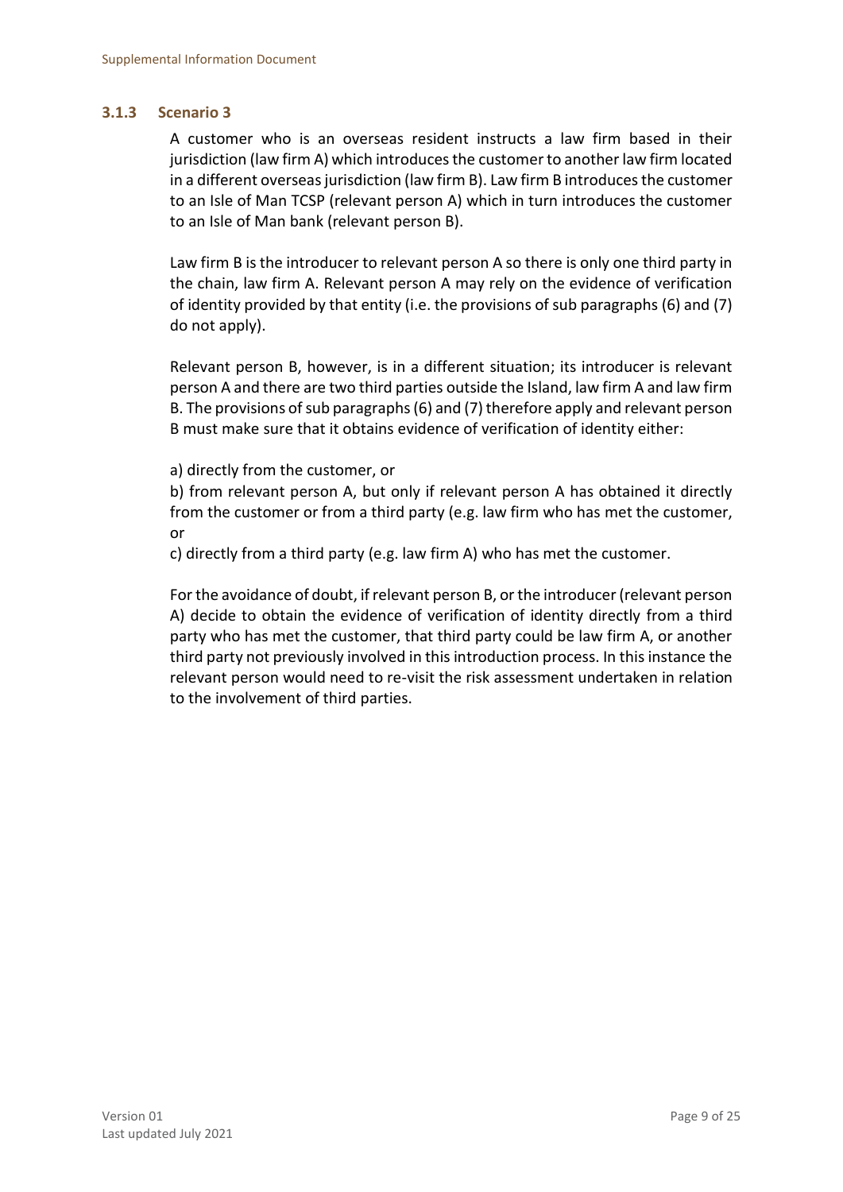### 3.1.3 Scenario 3

A customer who is an overseas resident instructs a law firm based in their jurisdiction (law firm A) which introduces the customer to another law firm located in a different overseas jurisdiction (law firm B). Law firm B introduces the customer to an Isle of Man TCSP (relevant person A) which in turn introduces the customer to an Isle of Man bank (relevant person B).

Law firm B is the introducer to relevant person A so there is only one third party in the chain, law firm A. Relevant person A may rely on the evidence of verification of identity provided by that entity (i.e. the provisions of sub paragraphs (6) and (7) do not apply).

Relevant person B, however, is in a different situation; its introducer is relevant person A and there are two third parties outside the Island, law firm A and law firm B. The provisions of sub paragraphs (6) and (7) therefore apply and relevant person B must make sure that it obtains evidence of verification of identity either:

a) directly from the customer, or
b) from relevant person A, but only if relevant person A has obtained it directly from the customer or from a third party (e.g. law firm who has met the customer, or
c) directly from a third party (e.g. law firm A) who has met the customer.

For the avoidance of doubt, if relevant person B, or the introducer (relevant person A) decide to obtain the evidence of verification of identity directly from a third party who has met the customer, that third party could be law firm A, or another third party not previously involved in this introduction process. In this instance the relevant person would need to re-visit the risk assessment undertaken in relation to the involvement of third parties.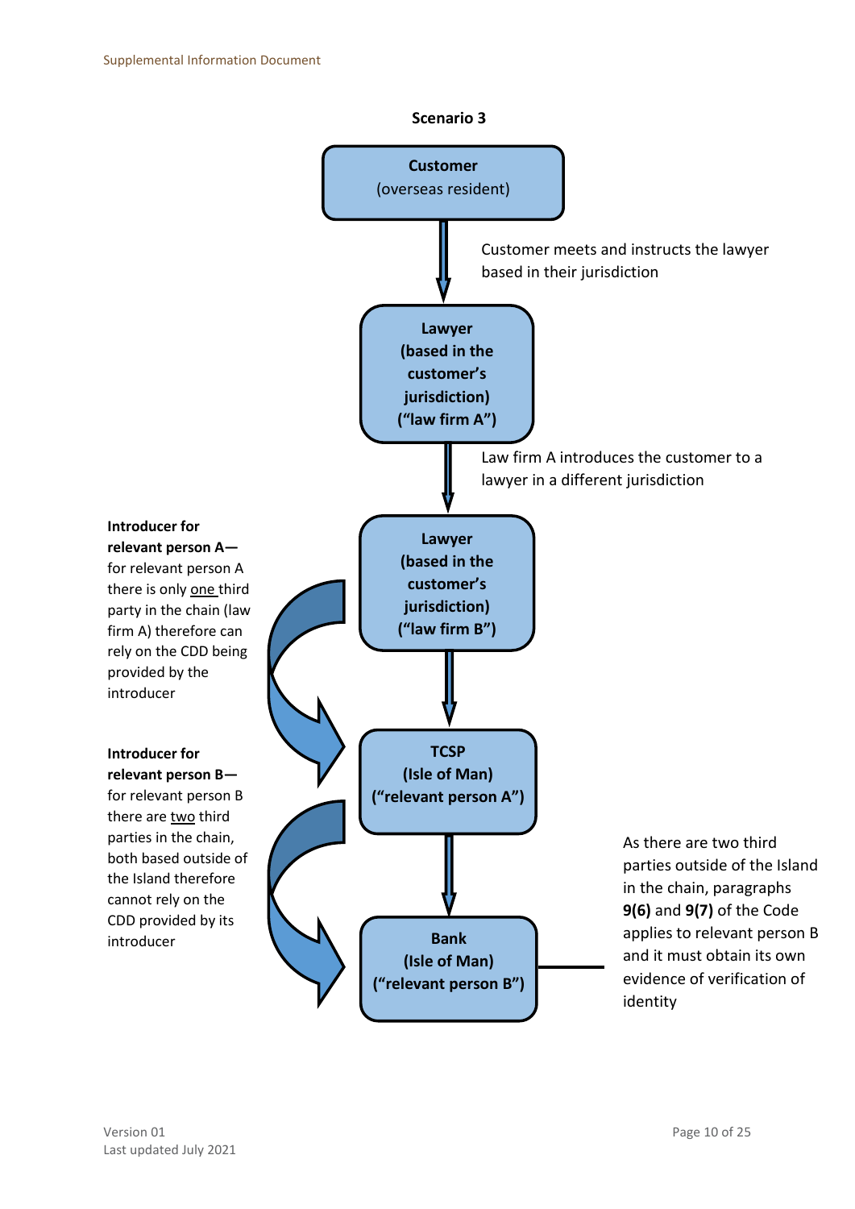### Scenario 3

**Customer**
(overseas resident)

Customer meets and instructs the lawyer based in their jurisdiction

**Lawyer (based in the customer's jurisdiction) ("law firm A")**

Law firm A introduces the customer to a lawyer in a different jurisdiction

**Lawyer (based in the customer's jurisdiction) ("law firm B")**

**TCSP (Isle of Man) ("relevant person A")**

**Bank (Isle of Man) ("relevant person B")**

**Introducer for relevant person A—** for relevant person A there is only one third party in the chain (law firm A) therefore can rely on the CDD being provided by the introducer

**Introducer for relevant person B—** for relevant person B there are two third parties in the chain, both based outside of the Island therefore cannot rely on the CDD provided by its introducer

As there are two third parties outside of the Island in the chain, paragraphs **9(6)** and **9(7)** of the Code applies to relevant person B and it must obtain its own evidence of verification of identity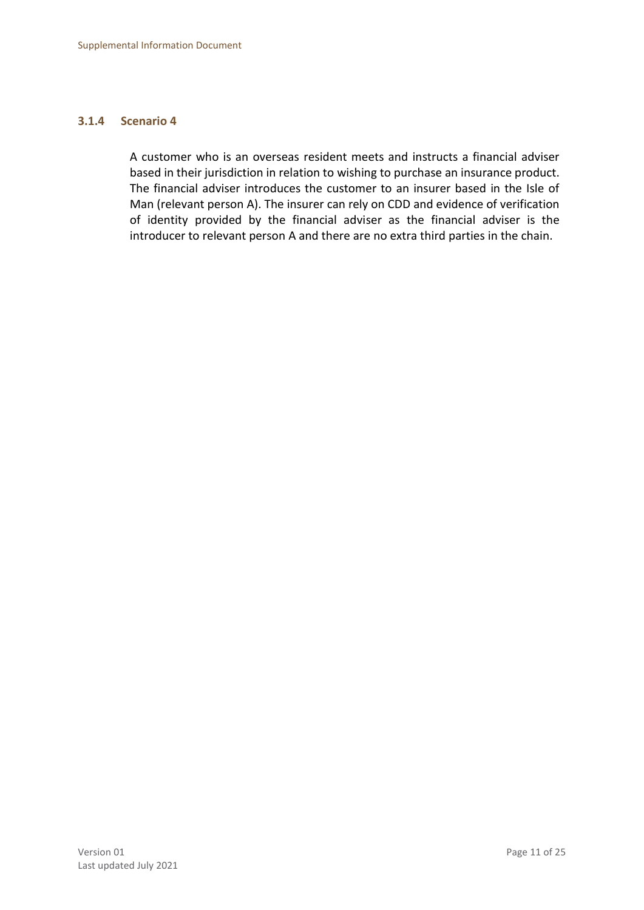### 3.1.4 Scenario 4

A customer who is an overseas resident meets and instructs a financial adviser based in their jurisdiction in relation to wishing to purchase an insurance product. The financial adviser introduces the customer to an insurer based in the Isle of Man (relevant person A). The insurer can rely on CDD and evidence of verification of identity provided by the financial adviser as the financial adviser is the introducer to relevant person A and there are no extra third parties in the chain.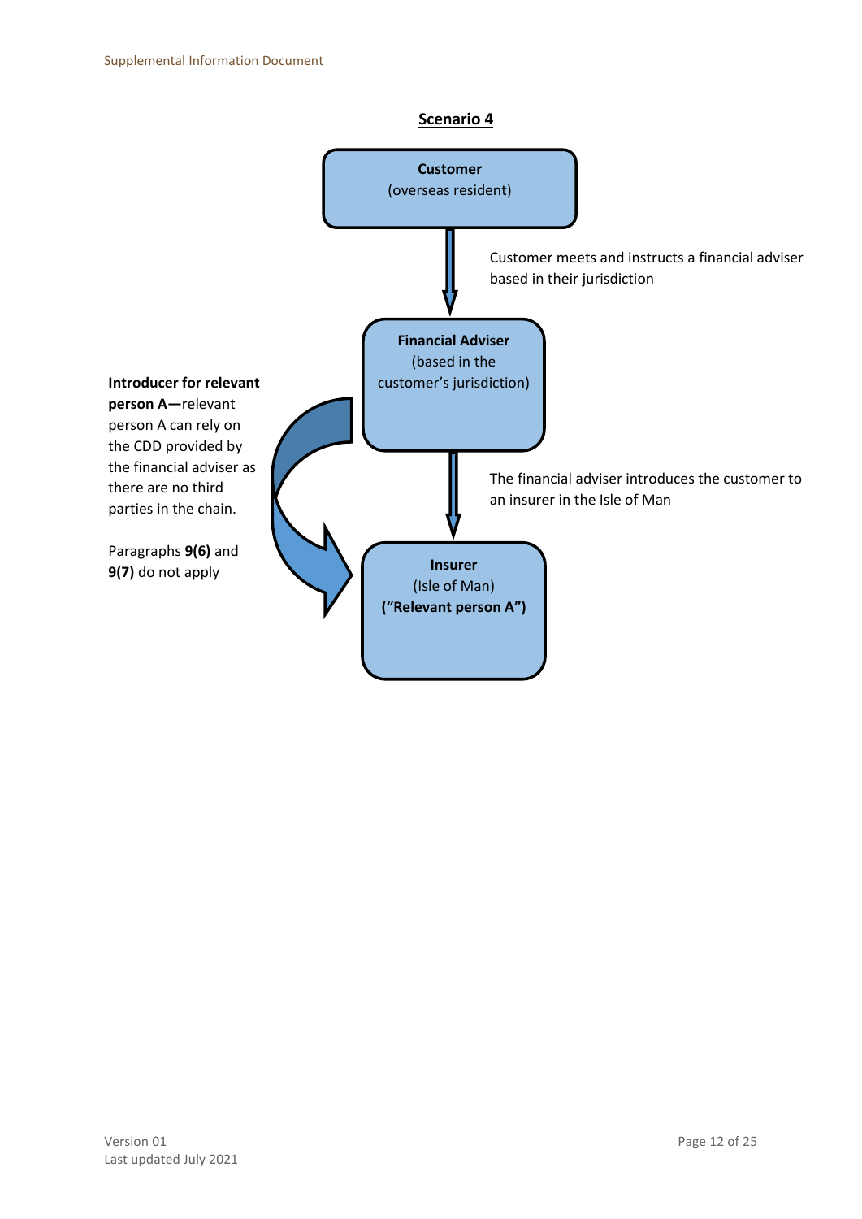## Scenario 4

**Customer**
(overseas resident)

Customer meets and instructs a financial adviser based in their jurisdiction

**Financial Adviser**
(based in the customer's jurisdiction)

The financial adviser introduces the customer to an insurer in the Isle of Man

**Insurer**
(Isle of Man)
**("Relevant person A")**

**Introducer for relevant person A—**relevant person A can rely on the CDD provided by the financial adviser as there are no third parties in the chain.

Paragraphs **9(6)** and **9(7)** do not apply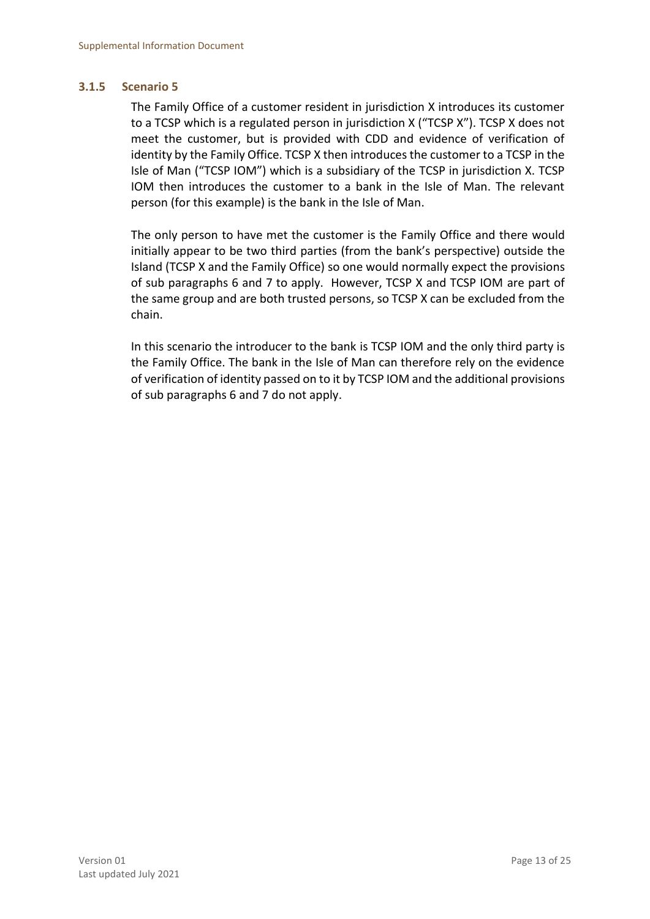### 3.1.5 Scenario 5

The Family Office of a customer resident in jurisdiction X introduces its customer to a TCSP which is a regulated person in jurisdiction X ("TCSP X"). TCSP X does not meet the customer, but is provided with CDD and evidence of verification of identity by the Family Office. TCSP X then introduces the customer to a TCSP in the Isle of Man ("TCSP IOM") which is a subsidiary of the TCSP in jurisdiction X. TCSP IOM then introduces the customer to a bank in the Isle of Man. The relevant person (for this example) is the bank in the Isle of Man.

The only person to have met the customer is the Family Office and there would initially appear to be two third parties (from the bank's perspective) outside the Island (TCSP X and the Family Office) so one would normally expect the provisions of sub paragraphs 6 and 7 to apply. However, TCSP X and TCSP IOM are part of the same group and are both trusted persons, so TCSP X can be excluded from the chain.

In this scenario the introducer to the bank is TCSP IOM and the only third party is the Family Office. The bank in the Isle of Man can therefore rely on the evidence of verification of identity passed on to it by TCSP IOM and the additional provisions of sub paragraphs 6 and 7 do not apply.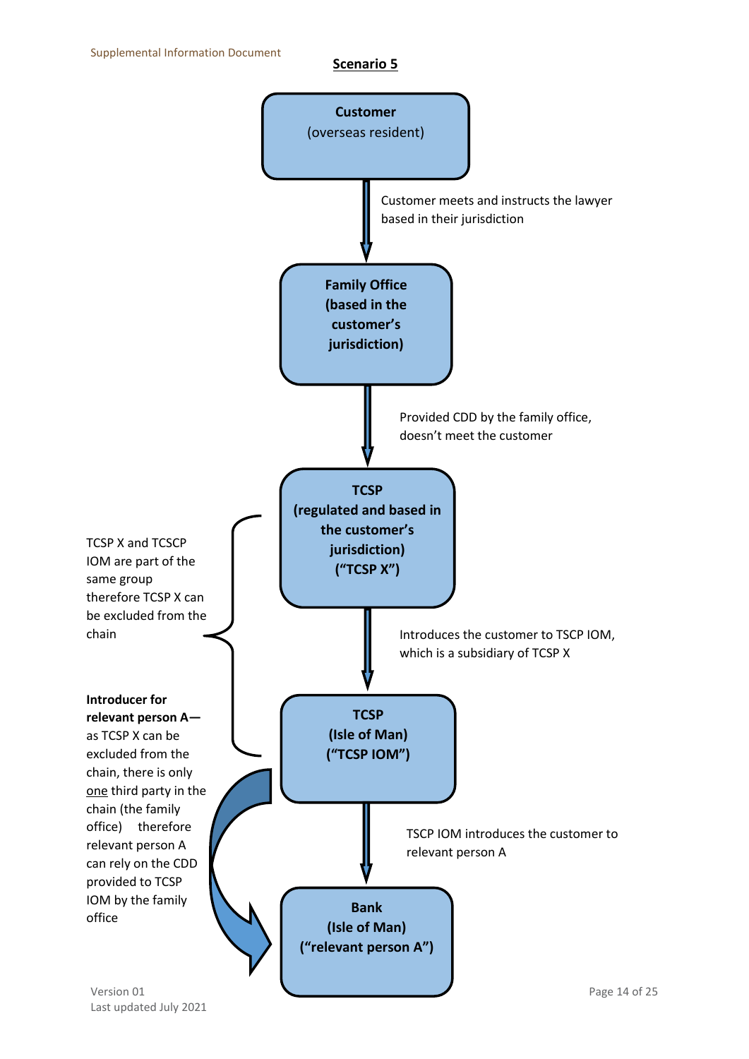**Scenario 5**

**Customer**
(overseas resident)

Customer meets and instructs the lawyer based in their jurisdiction

**Family Office (based in the customer's jurisdiction)**

Provided CDD by the family office, doesn't meet the customer

**TCSP (regulated and based in the customer's jurisdiction) ("TCSP X")**

Introduces the customer to TSCP IOM, which is a subsidiary of TCSP X

**TCSP (Isle of Man) ("TCSP IOM")**

TSCP IOM introduces the customer to relevant person A

**Bank (Isle of Man) ("relevant person A")**

TCSP X and TCSCP IOM are part of the same group therefore TCSP X can be excluded from the chain

**Introducer for relevant person A**— as TCSP X can be excluded from the chain, there is only one third party in the chain (the family office) therefore relevant person A can rely on the CDD provided to TCSP IOM by the family office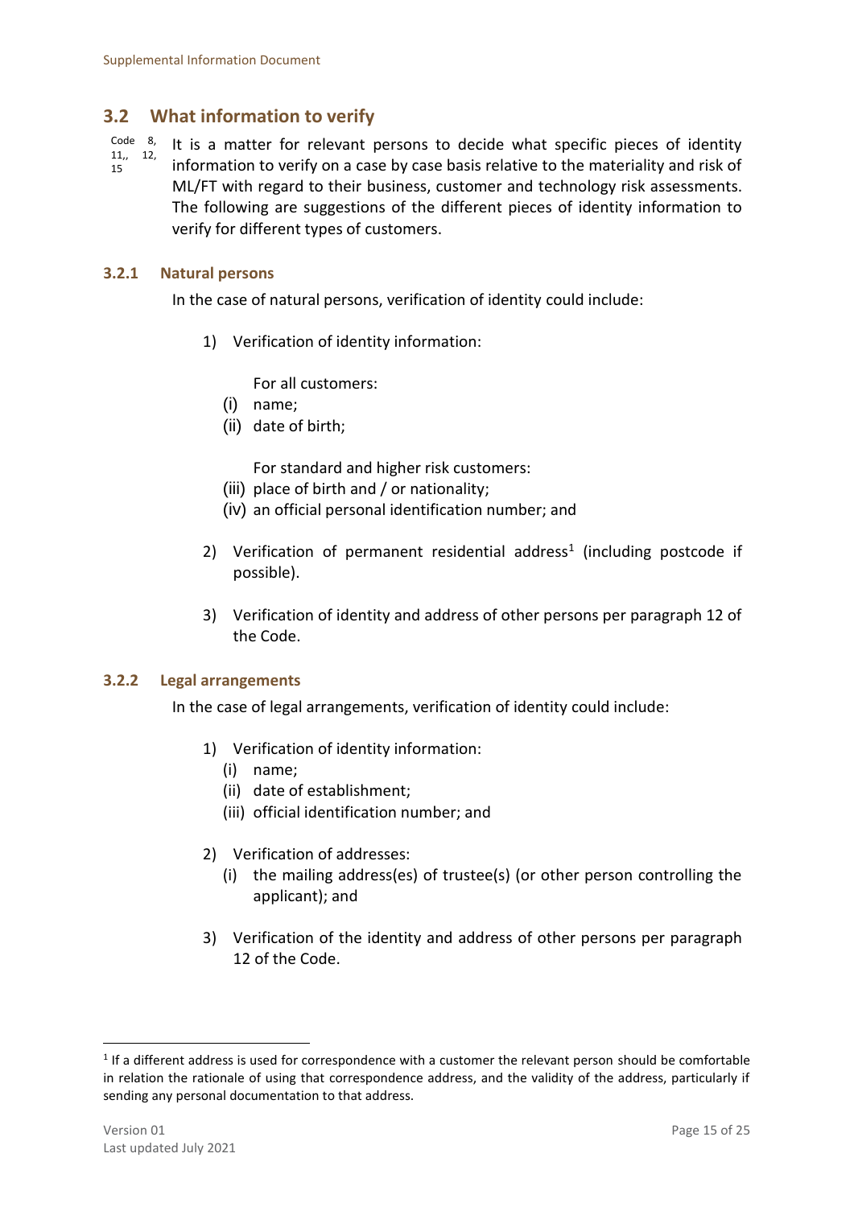## 3.2 What information to verify

Code 8, 11,, 12, 15

It is a matter for relevant persons to decide what specific pieces of identity information to verify on a case by case basis relative to the materiality and risk of ML/FT with regard to their business, customer and technology risk assessments. The following are suggestions of the different pieces of identity information to verify for different types of customers.

### 3.2.1 Natural persons

In the case of natural persons, verification of identity could include:

1) Verification of identity information:

   For all customers:

   (i) name;
   (ii) date of birth;

   For standard and higher risk customers:

   (iii) place of birth and / or nationality;
   (iv) an official personal identification number; and

2) Verification of permanent residential address[1] (including postcode if possible).

3) Verification of identity and address of other persons per paragraph 12 of the Code.

### 3.2.2 Legal arrangements

In the case of legal arrangements, verification of identity could include:

1) Verification of identity information:
   (i) name;
   (ii) date of establishment;
   (iii) official identification number; and

2) Verification of addresses:
   (i) the mailing address(es) of trustee(s) (or other person controlling the applicant); and

3) Verification of the identity and address of other persons per paragraph 12 of the Code.

---

[1] If a different address is used for correspondence with a customer the relevant person should be comfortable in relation the rationale of using that correspondence address, and the validity of the address, particularly if sending any personal documentation to that address.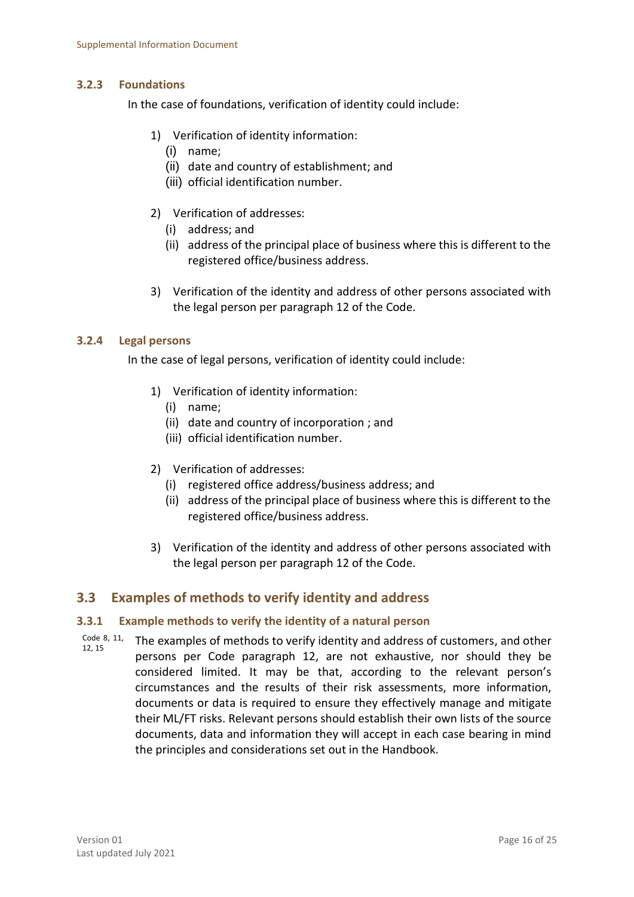### 3.2.3 Foundations

In the case of foundations, verification of identity could include:

1) Verification of identity information:
   (i) name;
   (ii) date and country of establishment; and
   (iii) official identification number.

2) Verification of addresses:
   (i) address; and
   (ii) address of the principal place of business where this is different to the registered office/business address.

3) Verification of the identity and address of other persons associated with the legal person per paragraph 12 of the Code.

### 3.2.4 Legal persons

In the case of legal persons, verification of identity could include:

1) Verification of identity information:
   (i) name;
   (ii) date and country of incorporation ; and
   (iii) official identification number.

2) Verification of addresses:
   (i) registered office address/business address; and
   (ii) address of the principal place of business where this is different to the registered office/business address.

3) Verification of the identity and address of other persons associated with the legal person per paragraph 12 of the Code.

## 3.3 Examples of methods to verify identity and address

### 3.3.1 Example methods to verify the identity of a natural person

Code 8, 11, 12, 15

The examples of methods to verify identity and address of customers, and other persons per Code paragraph 12, are not exhaustive, nor should they be considered limited. It may be that, according to the relevant person's circumstances and the results of their risk assessments, more information, documents or data is required to ensure they effectively manage and mitigate their ML/FT risks. Relevant persons should establish their own lists of the source documents, data and information they will accept in each case bearing in mind the principles and considerations set out in the Handbook.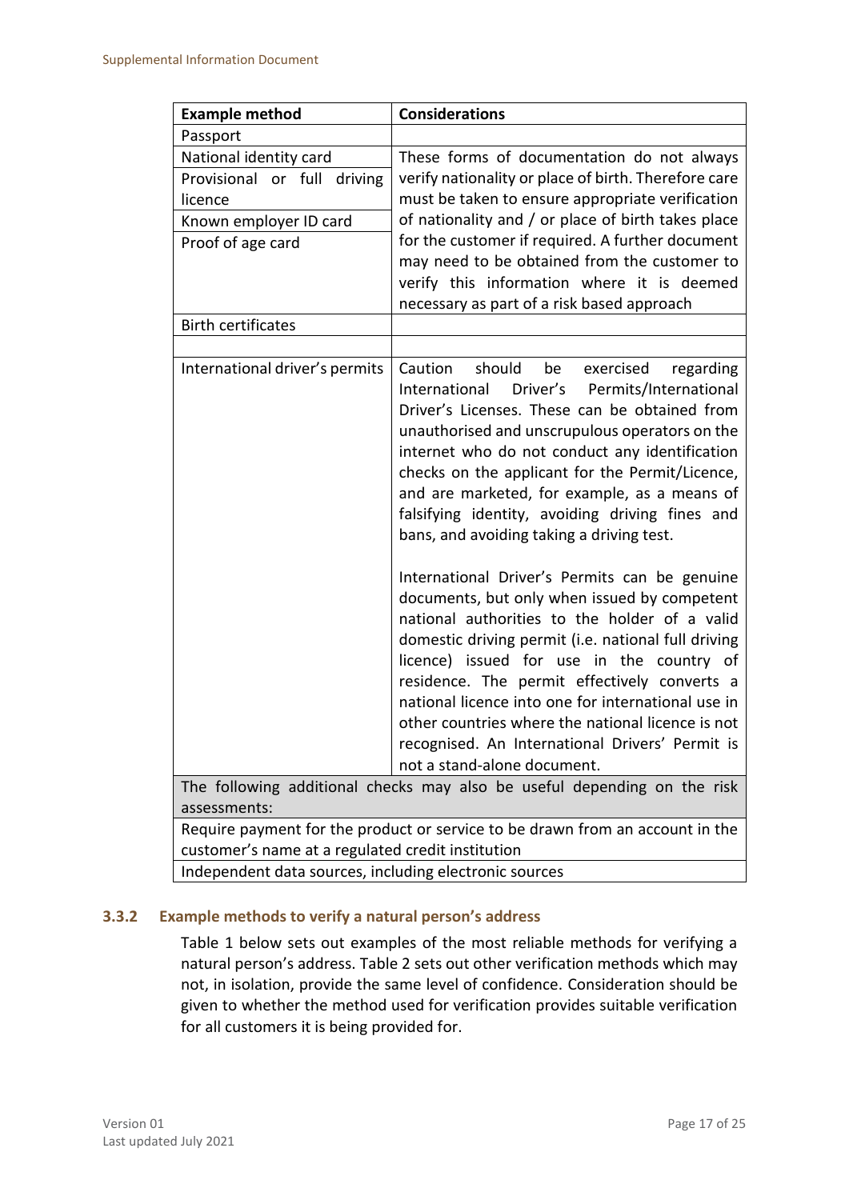| Example method | Considerations |
| --- | --- |
| Passport | |
| National identity card | These forms of documentation do not always verify nationality or place of birth. Therefore care must be taken to ensure appropriate verification of nationality and / or place of birth takes place for the customer if required. A further document may need to be obtained from the customer to verify this information where it is deemed necessary as part of a risk based approach |
| Provisional or full driving licence | |
| Known employer ID card | |
| Proof of age card | |
| Birth certificates | |
| | |
| International driver's permits | Caution should be exercised regarding International Driver's Permits/International Driver's Licenses. These can be obtained from unauthorised and unscrupulous operators on the internet who do not conduct any identification checks on the applicant for the Permit/Licence, and are marketed, for example, as a means of falsifying identity, avoiding driving fines and bans, and avoiding taking a driving test.<br><br>International Driver's Permits can be genuine documents, but only when issued by competent national authorities to the holder of a valid domestic driving permit (i.e. national full driving licence) issued for use in the country of residence. The permit effectively converts a national licence into one for international use in other countries where the national licence is not recognised. An International Drivers' Permit is not a stand-alone document. |
| The following additional checks may also be useful depending on the risk assessments: | |
| Require payment for the product or service to be drawn from an account in the customer's name at a regulated credit institution | |
| Independent data sources, including electronic sources | |

### 3.3.2 Example methods to verify a natural person's address

Table 1 below sets out examples of the most reliable methods for verifying a natural person's address. Table 2 sets out other verification methods which may not, in isolation, provide the same level of confidence. Consideration should be given to whether the method used for verification provides suitable verification for all customers it is being provided for.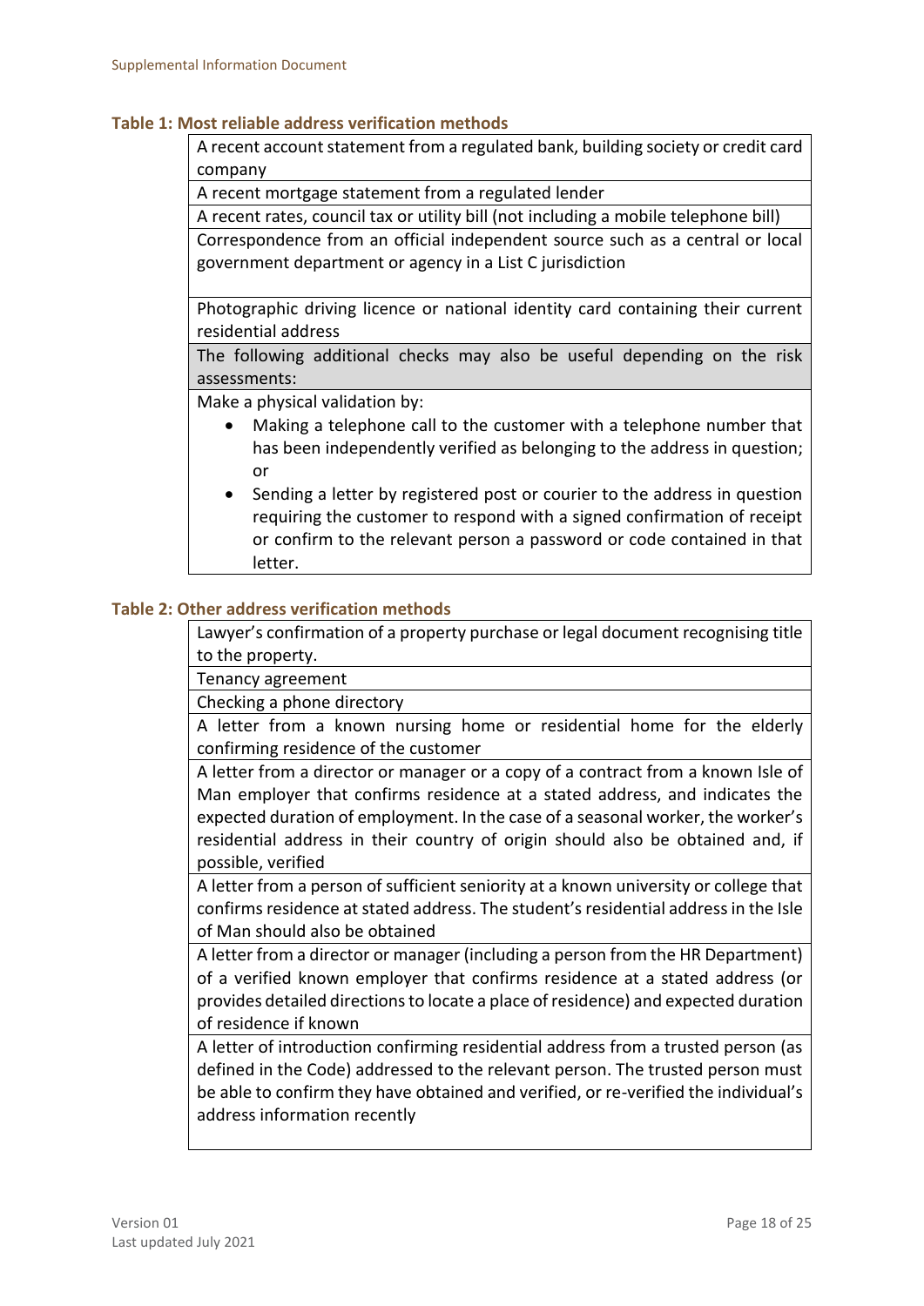**Table 1: Most reliable address verification methods**

| A recent account statement from a regulated bank, building society or credit card company |
|---|
| A recent mortgage statement from a regulated lender |
| A recent rates, council tax or utility bill (not including a mobile telephone bill) |
| Correspondence from an official independent source such as a central or local government department or agency in a List C jurisdiction |
| Photographic driving licence or national identity card containing their current residential address |
| The following additional checks may also be useful depending on the risk assessments: |
| Make a physical validation by:<br>• Making a telephone call to the customer with a telephone number that has been independently verified as belonging to the address in question; or<br>• Sending a letter by registered post or courier to the address in question requiring the customer to respond with a signed confirmation of receipt or confirm to the relevant person a password or code contained in that letter. |

**Table 2: Other address verification methods**

| Lawyer's confirmation of a property purchase or legal document recognising title to the property. |
|---|
| Tenancy agreement |
| Checking a phone directory |
| A letter from a known nursing home or residential home for the elderly confirming residence of the customer |
| A letter from a director or manager or a copy of a contract from a known Isle of Man employer that confirms residence at a stated address, and indicates the expected duration of employment. In the case of a seasonal worker, the worker's residential address in their country of origin should also be obtained and, if possible, verified |
| A letter from a person of sufficient seniority at a known university or college that confirms residence at stated address. The student's residential address in the Isle of Man should also be obtained |
| A letter from a director or manager (including a person from the HR Department) of a verified known employer that confirms residence at a stated address (or provides detailed directions to locate a place of residence) and expected duration of residence if known |
| A letter of introduction confirming residential address from a trusted person (as defined in the Code) addressed to the relevant person. The trusted person must be able to confirm they have obtained and verified, or re-verified the individual's address information recently |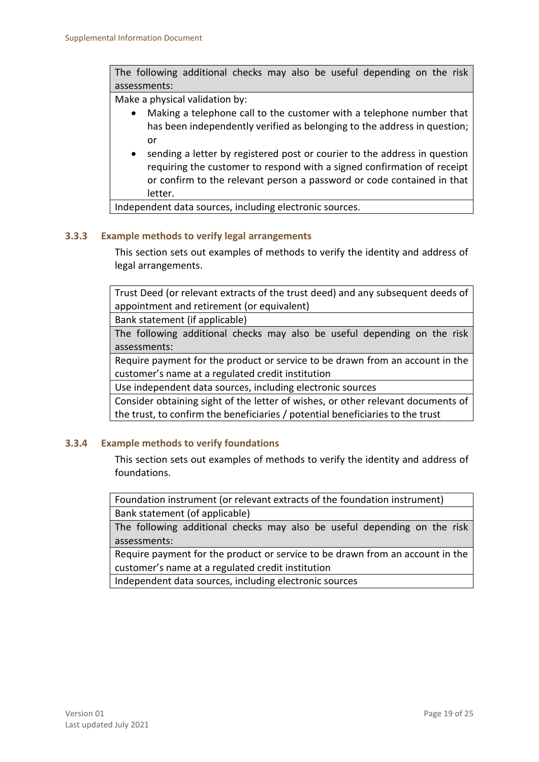| The following additional checks may also be useful depending on the risk assessments: |
|---|
| Make a physical validation by:<br>• Making a telephone call to the customer with a telephone number that has been independently verified as belonging to the address in question; or<br>• sending a letter by registered post or courier to the address in question requiring the customer to respond with a signed confirmation of receipt or confirm to the relevant person a password or code contained in that letter. |
| Independent data sources, including electronic sources. |

### 3.3.3 Example methods to verify legal arrangements

This section sets out examples of methods to verify the identity and address of legal arrangements.

| Trust Deed (or relevant extracts of the trust deed) and any subsequent deeds of appointment and retirement (or equivalent) |
|---|
| Bank statement (if applicable) |
| The following additional checks may also be useful depending on the risk assessments: |
| Require payment for the product or service to be drawn from an account in the customer's name at a regulated credit institution |
| Use independent data sources, including electronic sources |
| Consider obtaining sight of the letter of wishes, or other relevant documents of the trust, to confirm the beneficiaries / potential beneficiaries to the trust |

### 3.3.4 Example methods to verify foundations

This section sets out examples of methods to verify the identity and address of foundations.

| Foundation instrument (or relevant extracts of the foundation instrument) |
|---|
| Bank statement (of applicable) |
| The following additional checks may also be useful depending on the risk assessments: |
| Require payment for the product or service to be drawn from an account in the customer's name at a regulated credit institution |
| Independent data sources, including electronic sources |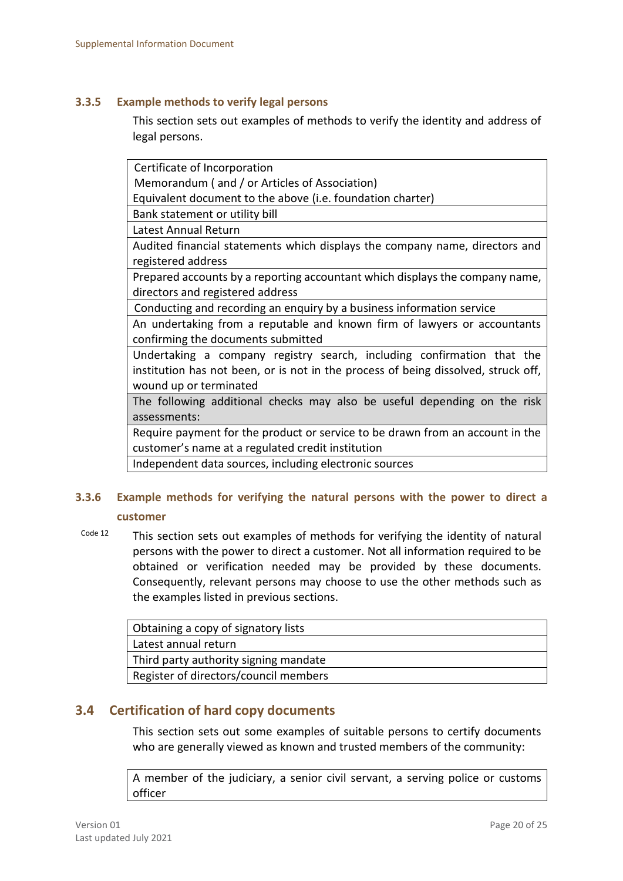### 3.3.5 Example methods to verify legal persons

This section sets out examples of methods to verify the identity and address of legal persons.

| Certificate of Incorporation<br>Memorandum ( and / or Articles of Association)<br>Equivalent document to the above (i.e. foundation charter) |
|---|
| Bank statement or utility bill |
| Latest Annual Return |
| Audited financial statements which displays the company name, directors and registered address |
| Prepared accounts by a reporting accountant which displays the company name, directors and registered address |
| Conducting and recording an enquiry by a business information service |
| An undertaking from a reputable and known firm of lawyers or accountants confirming the documents submitted |
| Undertaking a company registry search, including confirmation that the institution has not been, or is not in the process of being dissolved, struck off, wound up or terminated |
| The following additional checks may also be useful depending on the risk assessments: |
| Require payment for the product or service to be drawn from an account in the customer's name at a regulated credit institution |
| Independent data sources, including electronic sources |

### 3.3.6 Example methods for verifying the natural persons with the power to direct a customer

Code 12

This section sets out examples of methods for verifying the identity of natural persons with the power to direct a customer. Not all information required to be obtained or verification needed may be provided by these documents. Consequently, relevant persons may choose to use the other methods such as the examples listed in previous sections.

| Obtaining a copy of signatory lists |
|---|
| Latest annual return |
| Third party authority signing mandate |
| Register of directors/council members |

## 3.4 Certification of hard copy documents

This section sets out some examples of suitable persons to certify documents who are generally viewed as known and trusted members of the community:

| A member of the judiciary, a senior civil servant, a serving police or customs officer |
|---|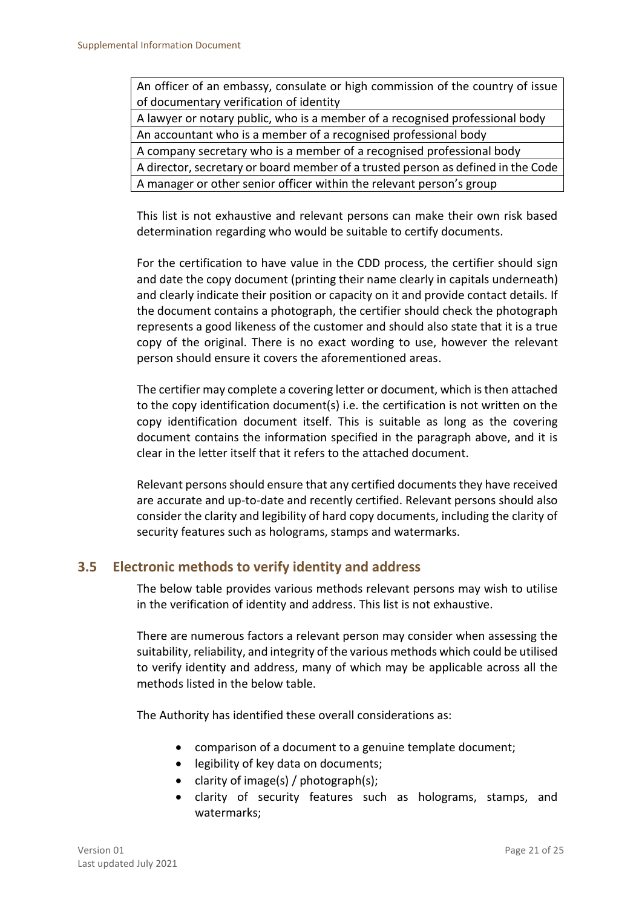| An officer of an embassy, consulate or high commission of the country of issue of documentary verification of identity |
| --- |
| A lawyer or notary public, who is a member of a recognised professional body |
| An accountant who is a member of a recognised professional body |
| A company secretary who is a member of a recognised professional body |
| A director, secretary or board member of a trusted person as defined in the Code |
| A manager or other senior officer within the relevant person's group |

This list is not exhaustive and relevant persons can make their own risk based determination regarding who would be suitable to certify documents.

For the certification to have value in the CDD process, the certifier should sign and date the copy document (printing their name clearly in capitals underneath) and clearly indicate their position or capacity on it and provide contact details. If the document contains a photograph, the certifier should check the photograph represents a good likeness of the customer and should also state that it is a true copy of the original. There is no exact wording to use, however the relevant person should ensure it covers the aforementioned areas.

The certifier may complete a covering letter or document, which is then attached to the copy identification document(s) i.e. the certification is not written on the copy identification document itself. This is suitable as long as the covering document contains the information specified in the paragraph above, and it is clear in the letter itself that it refers to the attached document.

Relevant persons should ensure that any certified documents they have received are accurate and up-to-date and recently certified. Relevant persons should also consider the clarity and legibility of hard copy documents, including the clarity of security features such as holograms, stamps and watermarks.

## 3.5 Electronic methods to verify identity and address

The below table provides various methods relevant persons may wish to utilise in the verification of identity and address. This list is not exhaustive.

There are numerous factors a relevant person may consider when assessing the suitability, reliability, and integrity of the various methods which could be utilised to verify identity and address, many of which may be applicable across all the methods listed in the below table.

The Authority has identified these overall considerations as:

- comparison of a document to a genuine template document;
- legibility of key data on documents;
- clarity of image(s) / photograph(s);
- clarity of security features such as holograms, stamps, and watermarks;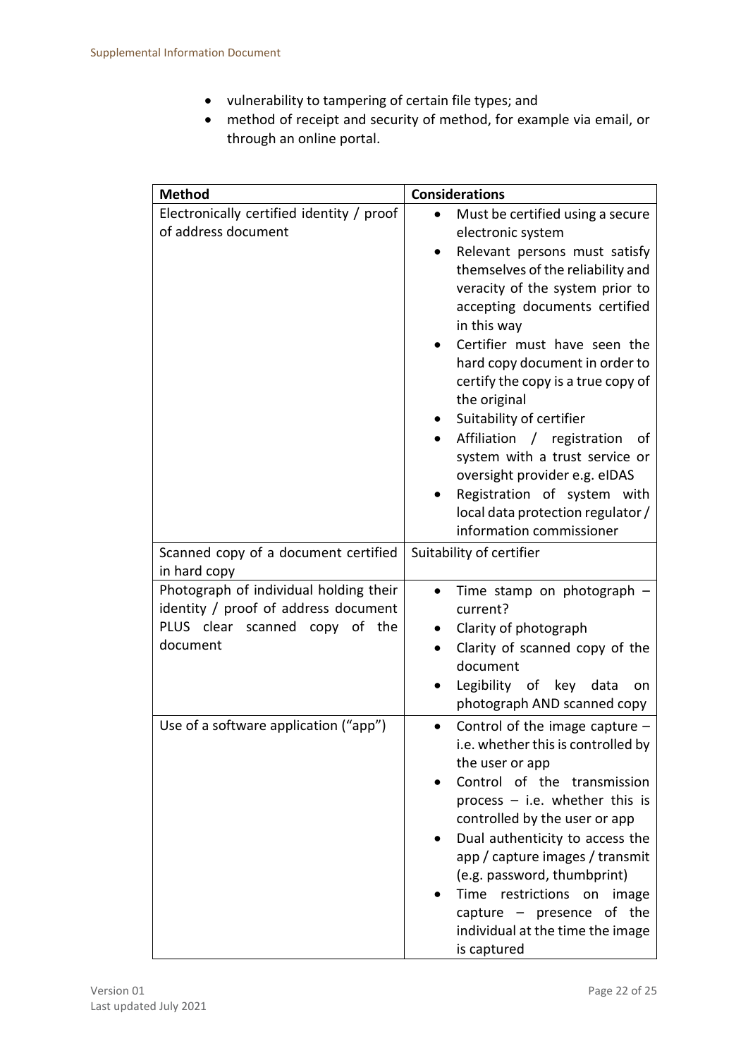- vulnerability to tampering of certain file types; and
- method of receipt and security of method, for example via email, or through an online portal.

| Method | Considerations |
|---|---|
| Electronically certified identity / proof of address document | • Must be certified using a secure electronic system<br>• Relevant persons must satisfy themselves of the reliability and veracity of the system prior to accepting documents certified in this way<br>• Certifier must have seen the hard copy document in order to certify the copy is a true copy of the original<br>• Suitability of certifier<br>• Affiliation / registration of system with a trust service or oversight provider e.g. eIDAS<br>• Registration of system with local data protection regulator / information commissioner |
| Scanned copy of a document certified in hard copy | Suitability of certifier |
| Photograph of individual holding their identity / proof of address document PLUS clear scanned copy of the document | • Time stamp on photograph – current?<br>• Clarity of photograph<br>• Clarity of scanned copy of the document<br>• Legibility of key data on photograph AND scanned copy |
| Use of a software application ("app") | • Control of the image capture – i.e. whether this is controlled by the user or app<br>• Control of the transmission process – i.e. whether this is controlled by the user or app<br>• Dual authenticity to access the app / capture images / transmit (e.g. password, thumbprint)<br>• Time restrictions on image capture – presence of the individual at the time the image is captured |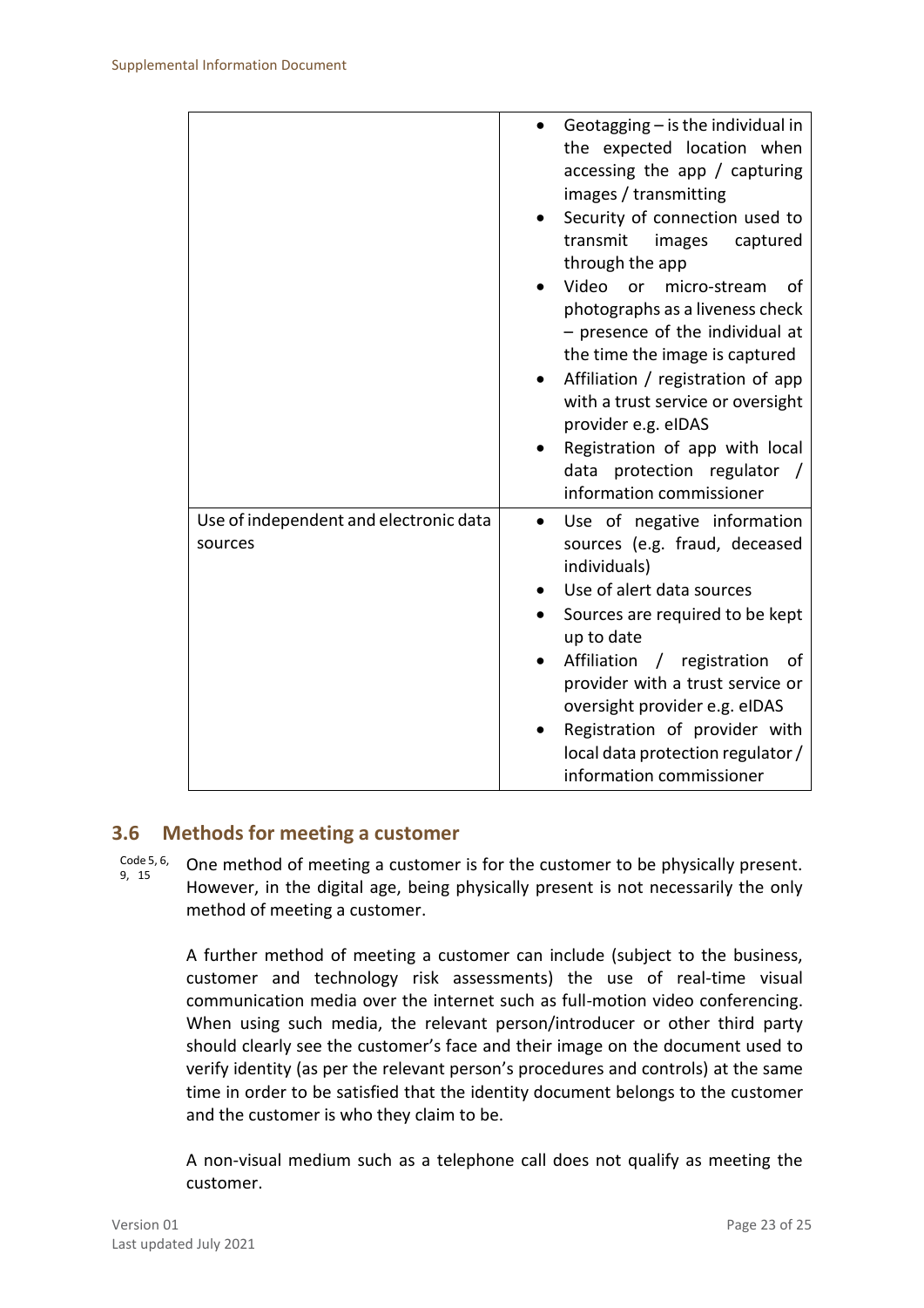| | |
|---|---|
| | • Geotagging – is the individual in the expected location when accessing the app / capturing images / transmitting<br>• Security of connection used to transmit images captured through the app<br>• Video or micro-stream of photographs as a liveness check – presence of the individual at the time the image is captured<br>• Affiliation / registration of app with a trust service or oversight provider e.g. eIDAS<br>• Registration of app with local data protection regulator / information commissioner |
| Use of independent and electronic data sources | • Use of negative information sources (e.g. fraud, deceased individuals)<br>• Use of alert data sources<br>• Sources are required to be kept up to date<br>• Affiliation / registration of provider with a trust service or oversight provider e.g. eIDAS<br>• Registration of provider with local data protection regulator / information commissioner |

## 3.6 Methods for meeting a customer

Code 5, 6, 9, 15

One method of meeting a customer is for the customer to be physically present. However, in the digital age, being physically present is not necessarily the only method of meeting a customer.

A further method of meeting a customer can include (subject to the business, customer and technology risk assessments) the use of real-time visual communication media over the internet such as full-motion video conferencing. When using such media, the relevant person/introducer or other third party should clearly see the customer's face and their image on the document used to verify identity (as per the relevant person's procedures and controls) at the same time in order to be satisfied that the identity document belongs to the customer and the customer is who they claim to be.

A non-visual medium such as a telephone call does not qualify as meeting the customer.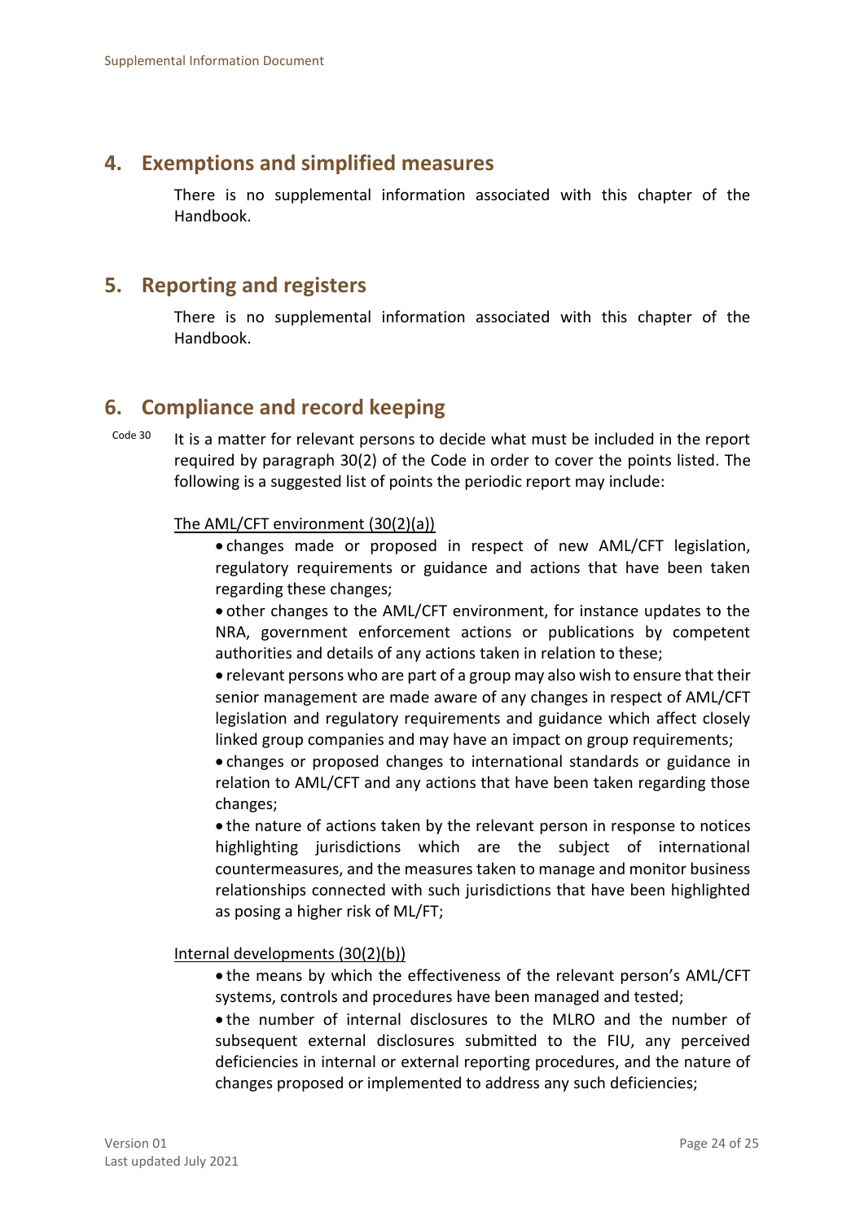## 4. Exemptions and simplified measures

There is no supplemental information associated with this chapter of the Handbook.

## 5. Reporting and registers

There is no supplemental information associated with this chapter of the Handbook.

## 6. Compliance and record keeping

Code 30

It is a matter for relevant persons to decide what must be included in the report required by paragraph 30(2) of the Code in order to cover the points listed. The following is a suggested list of points the periodic report may include:

<u>The AML/CFT environment (30(2)(a))</u>

- changes made or proposed in respect of new AML/CFT legislation, regulatory requirements or guidance and actions that have been taken regarding these changes;
- other changes to the AML/CFT environment, for instance updates to the NRA, government enforcement actions or publications by competent authorities and details of any actions taken in relation to these;
- relevant persons who are part of a group may also wish to ensure that their senior management are made aware of any changes in respect of AML/CFT legislation and regulatory requirements and guidance which affect closely linked group companies and may have an impact on group requirements;
- changes or proposed changes to international standards or guidance in relation to AML/CFT and any actions that have been taken regarding those changes;
- the nature of actions taken by the relevant person in response to notices highlighting jurisdictions which are the subject of international countermeasures, and the measures taken to manage and monitor business relationships connected with such jurisdictions that have been highlighted as posing a higher risk of ML/FT;

<u>Internal developments (30(2)(b))</u>

- the means by which the effectiveness of the relevant person's AML/CFT systems, controls and procedures have been managed and tested;
- the number of internal disclosures to the MLRO and the number of subsequent external disclosures submitted to the FIU, any perceived deficiencies in internal or external reporting procedures, and the nature of changes proposed or implemented to address any such deficiencies;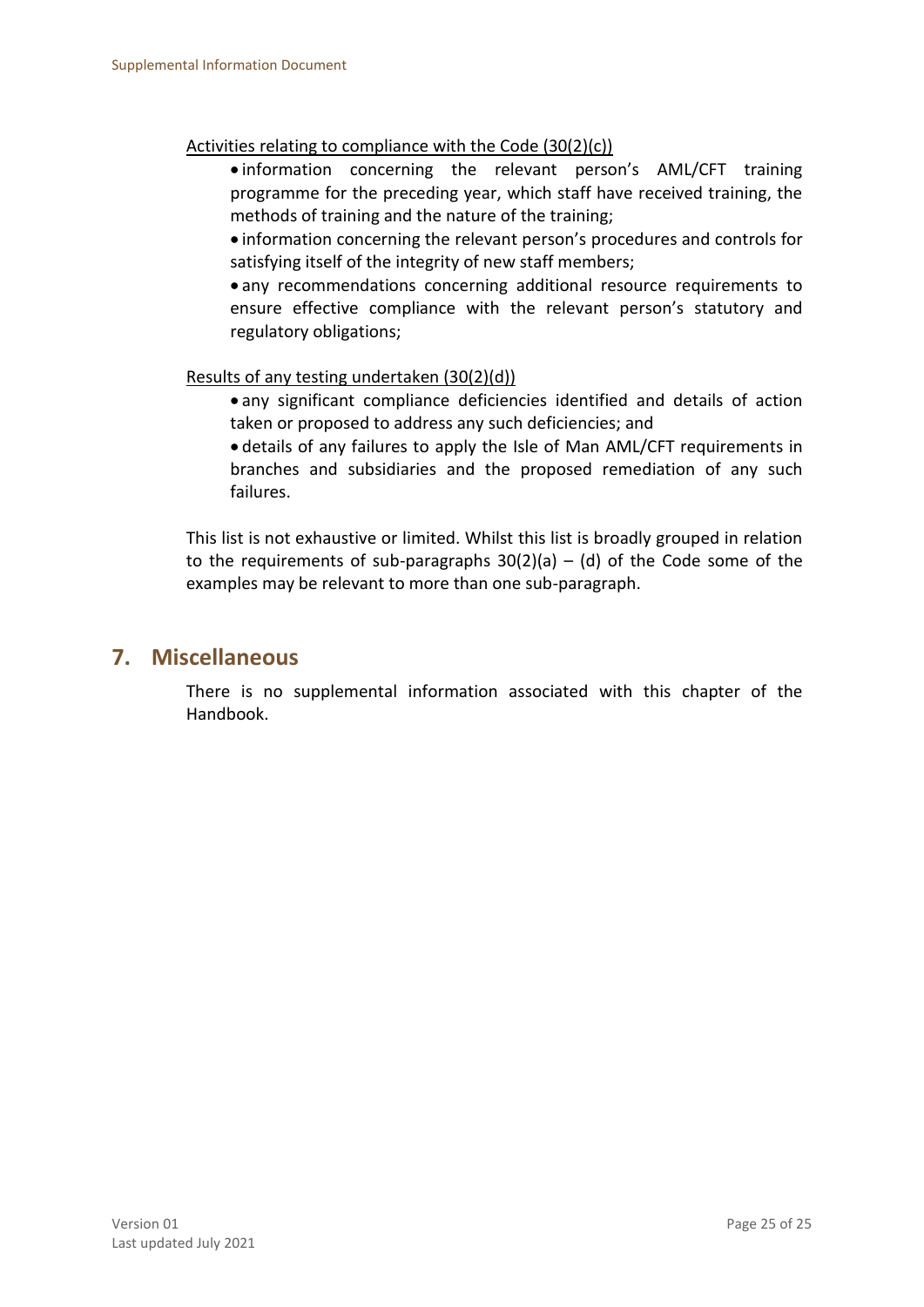<u>Activities relating to compliance with the Code (30(2)(c))</u>

- information concerning the relevant person's AML/CFT training programme for the preceding year, which staff have received training, the methods of training and the nature of the training;
- information concerning the relevant person's procedures and controls for satisfying itself of the integrity of new staff members;
- any recommendations concerning additional resource requirements to ensure effective compliance with the relevant person's statutory and regulatory obligations;

<u>Results of any testing undertaken (30(2)(d))</u>

- any significant compliance deficiencies identified and details of action taken or proposed to address any such deficiencies; and
- details of any failures to apply the Isle of Man AML/CFT requirements in branches and subsidiaries and the proposed remediation of any such failures.

This list is not exhaustive or limited. Whilst this list is broadly grouped in relation to the requirements of sub-paragraphs 30(2)(a) – (d) of the Code some of the examples may be relevant to more than one sub-paragraph.

## 7. Miscellaneous

There is no supplemental information associated with this chapter of the Handbook.